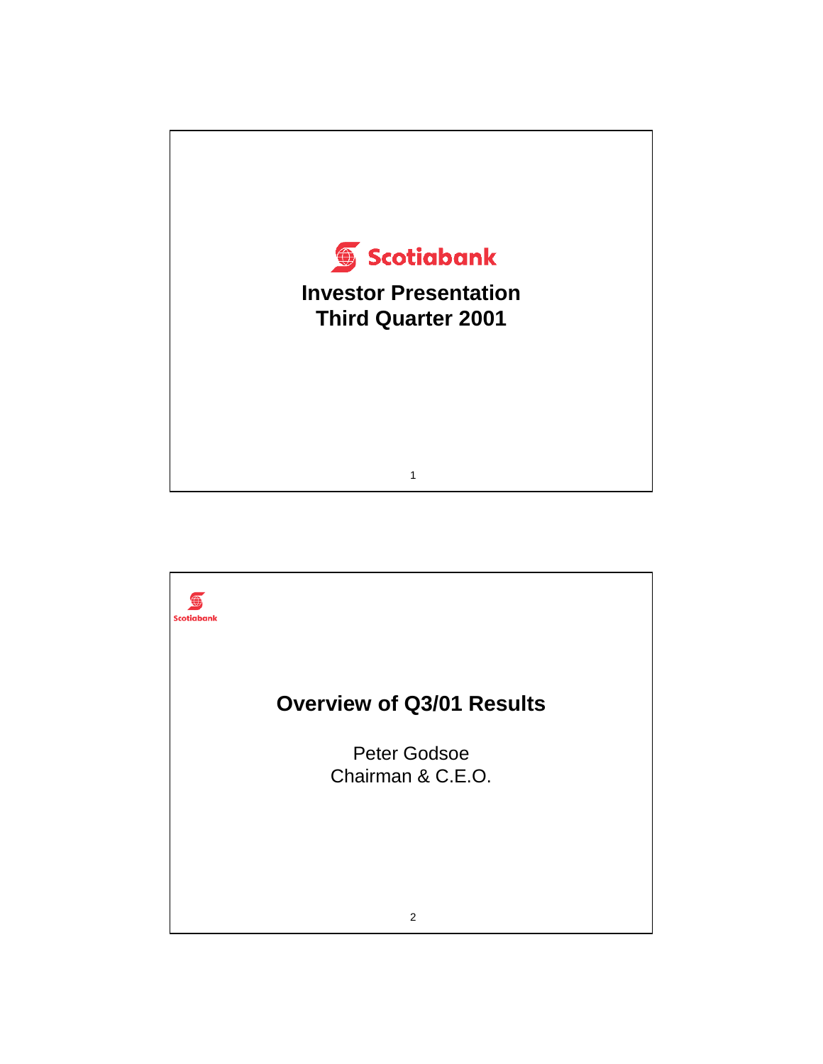Scotiabank

# Investor Presentation
# Third Quarter 2001

Scotiabank

## Overview of Q3/01 Results

Peter Godsoe
Chairman & C.E.O.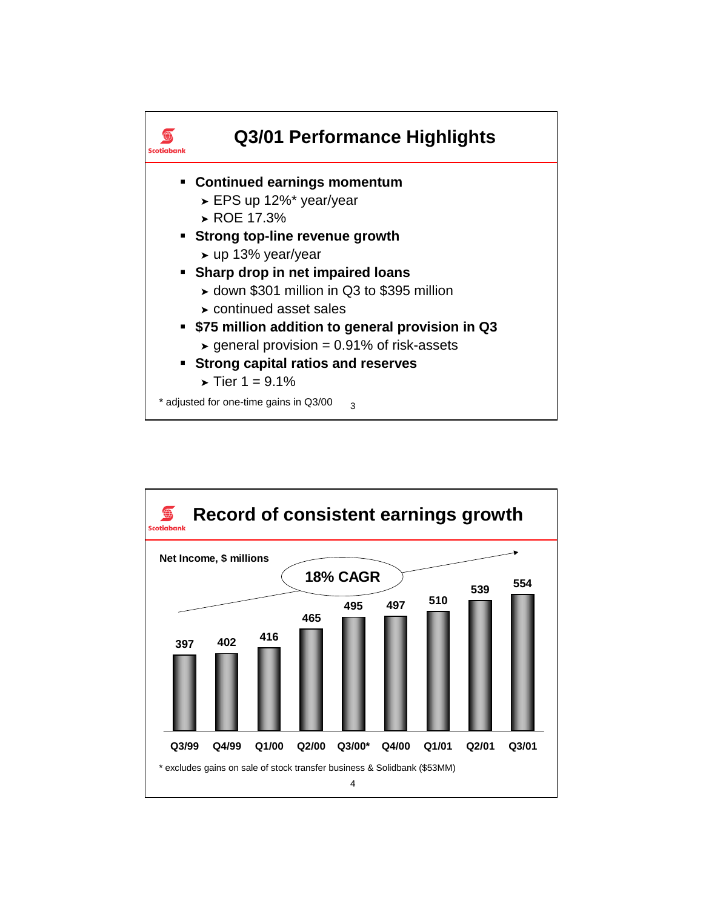## Q3/01 Performance Highlights

- **Continued earnings momentum**
  - EPS up 12%* year/year
  - ROE 17.3%
- **Strong top-line revenue growth**
  - up 13% year/year
- **Sharp drop in net impaired loans**
  - down $301 million in Q3 to $395 million
  - continued asset sales
- **$75 million addition to general provision in Q3**
  - general provision = 0.91% of risk-assets
- **Strong capital ratios and reserves**
  - Tier 1 = 9.1%

* adjusted for one-time gains in Q3/00

## Record of consistent earnings growth

**Net Income, $ millions**

**18% CAGR**

**397** **402** **416** **465** **495** **497** **510** **539** **554**

**Q3/99** **Q4/99** **Q1/00** **Q2/00** **Q3/00*** **Q4/00** **Q1/01** **Q2/01** **Q3/01**

* excludes gains on sale of stock transfer business & Solidbank ($53MM)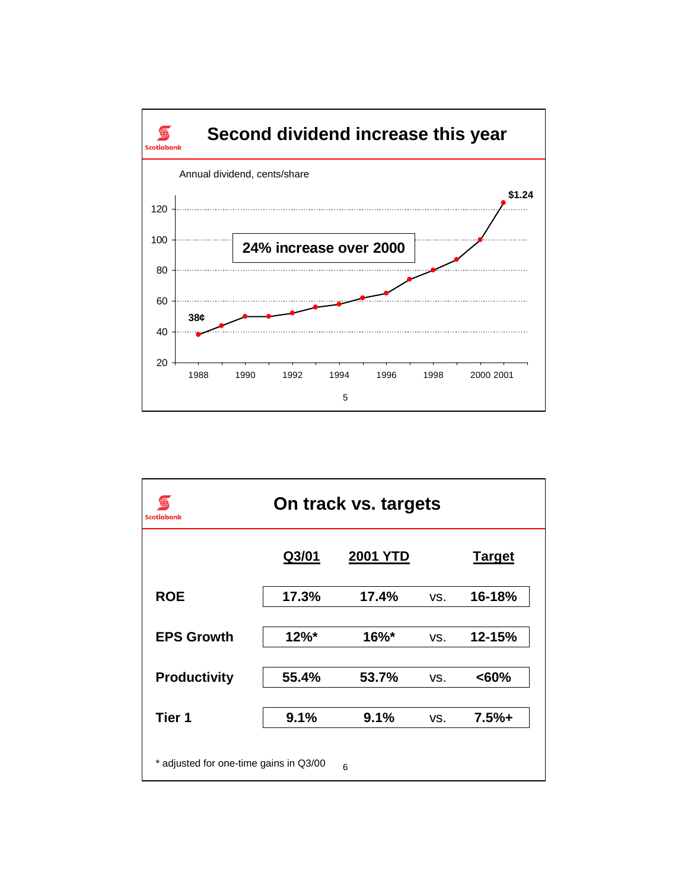## Second dividend increase this year

Annual dividend, cents/share

24% increase over 2000

38¢

$1.24

120
100
80
60
40
20

1988 1990 1992 1994 1996 1998 2000 2001

## On track vs. targets

| | Q3/01 | 2001 YTD | | Target |
|---|---|---|---|---|
| **ROE** | 17.3% | 17.4% | vs. | 16-18% |
| **EPS Growth** | 12%* | 16%* | vs. | 12-15% |
| **Productivity** | 55.4% | 53.7% | vs. | <60% |
| **Tier 1** | 9.1% | 9.1% | vs. | 7.5%+ |

* adjusted for one-time gains in Q3/00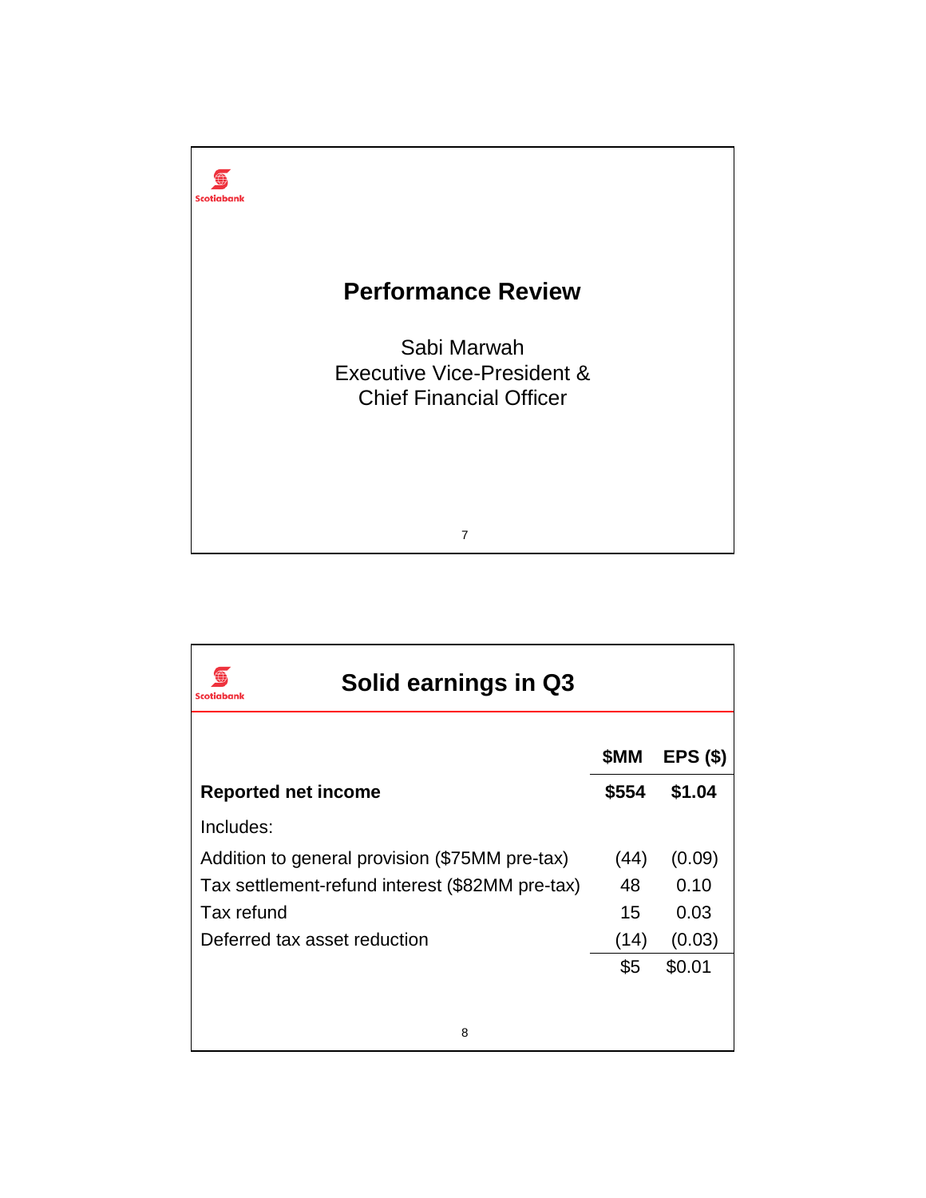Scotiabank

# Performance Review

Sabi Marwah
Executive Vice-President &
Chief Financial Officer

Scotiabank

## Solid earnings in Q3

| | $MM | EPS ($) |
|---|---|---|
| **Reported net income** | **$554** | **$1.04** |
| Includes: | | |
| Addition to general provision ($75MM pre-tax) | (44) | (0.09) |
| Tax settlement-refund interest ($82MM pre-tax) | 48 | 0.10 |
| Tax refund | 15 | 0.03 |
| Deferred tax asset reduction | (14) | (0.03) |
| | $5 | $0.01 |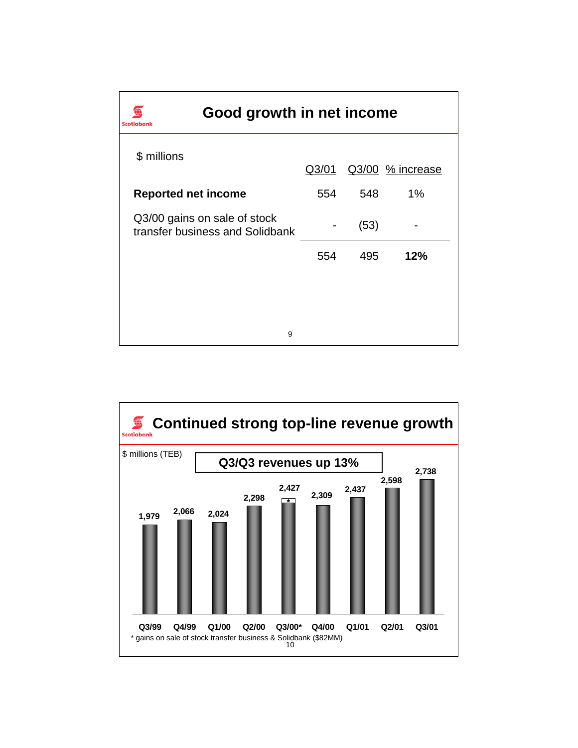## Good growth in net income

$ millions

| | Q3/01 | Q3/00 | % increase |
|---|---|---|---|
| **Reported net income** | 554 | 548 | 1% |
| Q3/00 gains on sale of stock transfer business and Solidbank | - | (53) | - |
| | 554 | 495 | **12%** |

## Continued strong top-line revenue growth

$ millions (TEB)

**Q3/Q3 revenues up 13%**

| Quarter | Revenue |
|---|---|
| Q3/99 | 1,979 |
| Q4/99 | 2,066 |
| Q1/00 | 2,024 |
| Q2/00 | 2,298 |
| Q3/00* | 2,427 |
| Q4/00 | 2,309 |
| Q1/01 | 2,437 |
| Q2/01 | 2,598 |
| Q3/01 | 2,738 |

* gains on sale of stock transfer business & Solidbank ($82MM)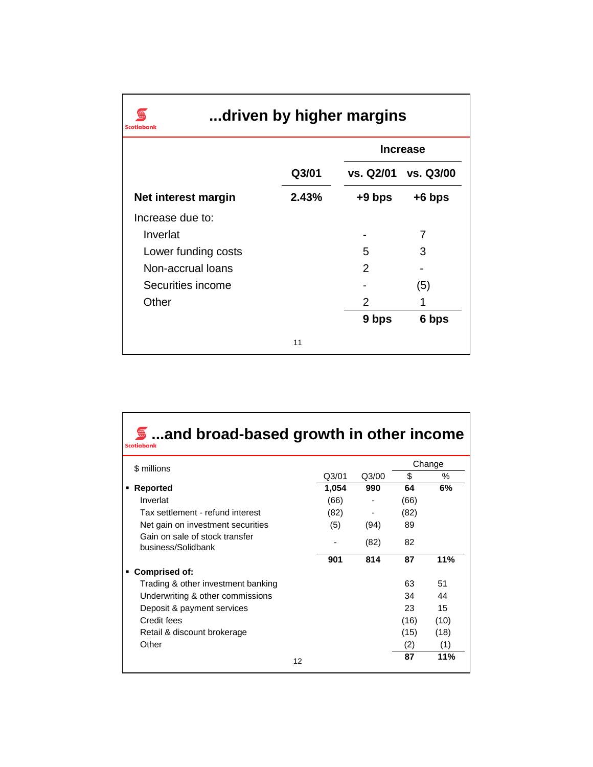## ...driven by higher margins

| | Q3/01 | Increase vs. Q2/01 | Increase vs. Q3/00 |
|---|---|---|---|
| **Net interest margin** | **2.43%** | **+9 bps** | **+6 bps** |
| Increase due to: | | | |
| Inverlat | | - | 7 |
| Lower funding costs | | 5 | 3 |
| Non-accrual loans | | 2 | - |
| Securities income | | - | (5) |
| Other | | 2 | 1 |
| | | **9 bps** | **6 bps** |

## ...and broad-based growth in other income

| $ millions | Q3/01 | Q3/00 | Change $ | Change % |
|---|---|---|---|---|
| ▪ **Reported** | **1,054** | **990** | **64** | **6%** |
| Inverlat | (66) | - | (66) | |
| Tax settlement - refund interest | (82) | - | (82) | |
| Net gain on investment securities | (5) | (94) | 89 | |
| Gain on sale of stock transfer business/Solidbank | - | (82) | 82 | |
| | **901** | **814** | **87** | **11%** |
| ▪ **Comprised of:** | | | | |
| Trading & other investment banking | | | 63 | 51 |
| Underwriting & other commissions | | | 34 | 44 |
| Deposit & payment services | | | 23 | 15 |
| Credit fees | | | (16) | (10) |
| Retail & discount brokerage | | | (15) | (18) |
| Other | | | (2) | (1) |
| | | | **87** | **11%** |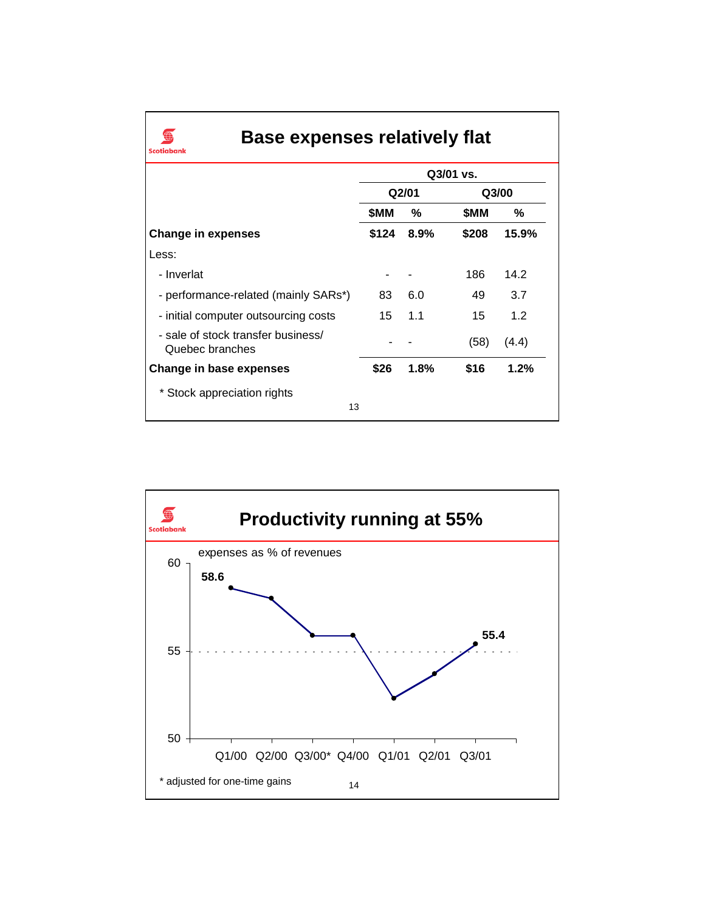## Base expenses relatively flat

| | Q3/01 vs. | | | |
|---|---|---|---|---|
| | Q2/01 | | Q3/00 | |
| | $MM | % | $MM | % |
| **Change in expenses** | **$124** | **8.9%** | **$208** | **15.9%** |
| Less: | | | | |
| - Inverlat | - | - | 186 | 14.2 |
| - performance-related (mainly SARs*) | 83 | 6.0 | 49 | 3.7 |
| - initial computer outsourcing costs | 15 | 1.1 | 15 | 1.2 |
| - sale of stock transfer business/ Quebec branches | - | - | (58) | (4.4) |
| **Change in base expenses** | **$26** | **1.8%** | **$16** | **1.2%** |

* Stock appreciation rights

## Productivity running at 55%

expenses as % of revenues

60
55
50

58.6
55.4

Q1/00 Q2/00 Q3/00* Q4/00 Q1/01 Q2/01 Q3/01

* adjusted for one-time gains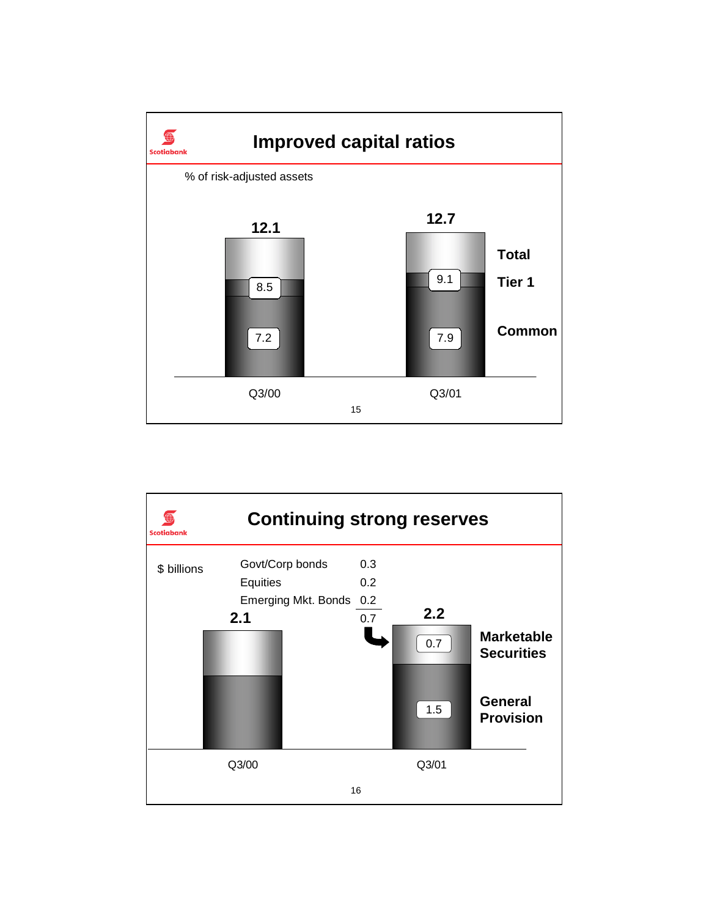## Improved capital ratios

% of risk-adjusted assets

12.1

8.5

7.2

12.7

9.1

7.9

Total

Tier 1

Common

Q3/00

Q3/01

## Continuing strong reserves

$ billions

Govt/Corp bonds 0.3

Equities 0.2

Emerging Mkt. Bonds 0.2

0.7

2.1

2.2

0.7

1.5

Marketable Securities

General Provision

Q3/00

Q3/01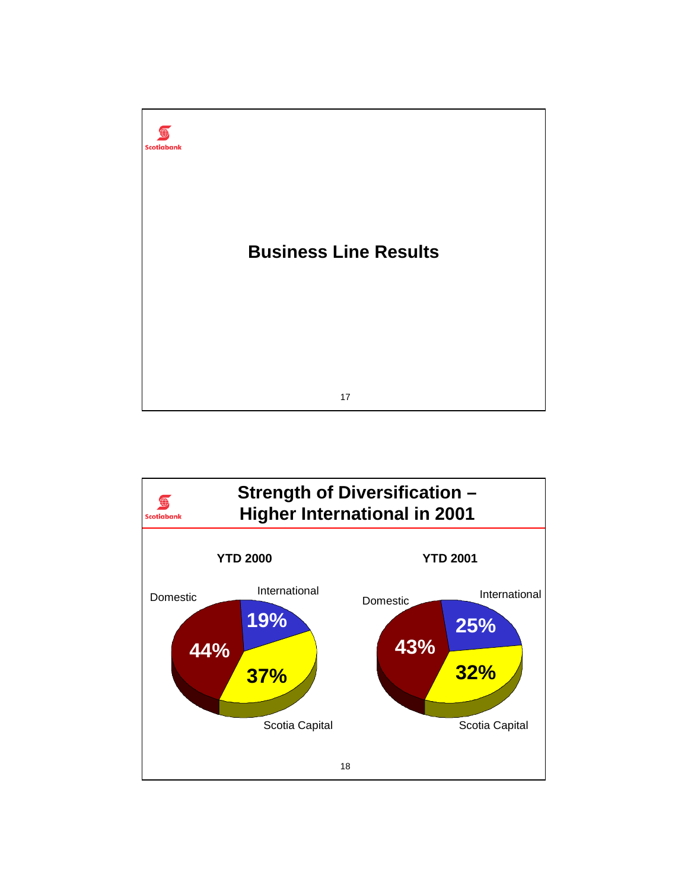Scotiabank

# Business Line Results

Scotiabank

# Strength of Diversification – Higher International in 2001

**YTD 2000**

Domestic
International
44%
19%
37%
Scotia Capital

**YTD 2001**

Domestic
International
43%
25%
32%
Scotia Capital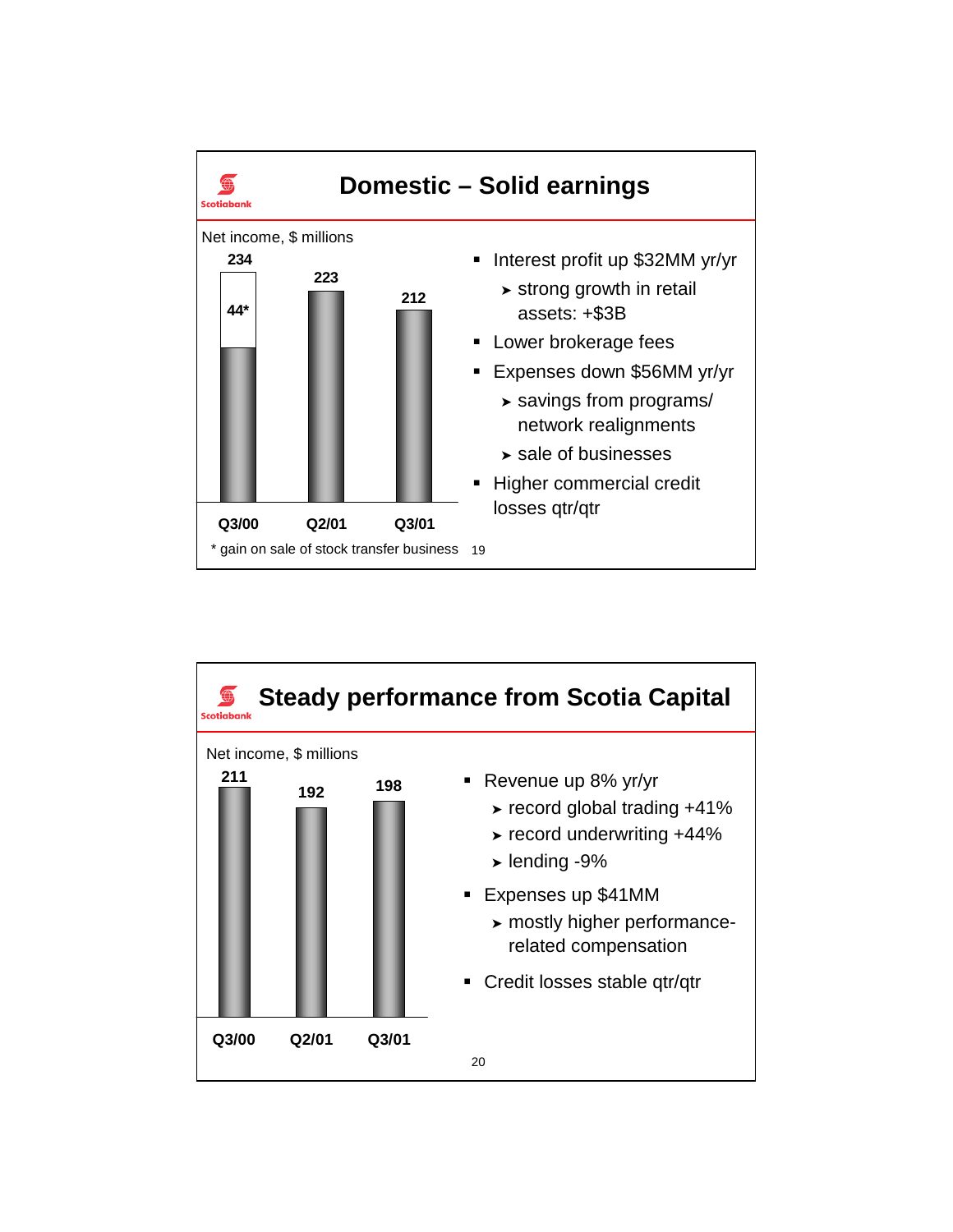## Domestic – Solid earnings

Net income, $ millions

234

44*

223

212

Q3/00

Q2/01

Q3/01

* gain on sale of stock transfer business

- Interest profit up $32MM yr/yr
  - strong growth in retail assets: +$3B
- Lower brokerage fees
- Expenses down $56MM yr/yr
  - savings from programs/ network realignments
  - sale of businesses
- Higher commercial credit losses qtr/qtr

## Steady performance from Scotia Capital

Net income, $ millions

211

192

198

Q3/00

Q2/01

Q3/01

- Revenue up 8% yr/yr
  - record global trading +41%
  - record underwriting +44%
  - lending -9%
- Expenses up $41MM
  - mostly higher performance-related compensation
- Credit losses stable qtr/qtr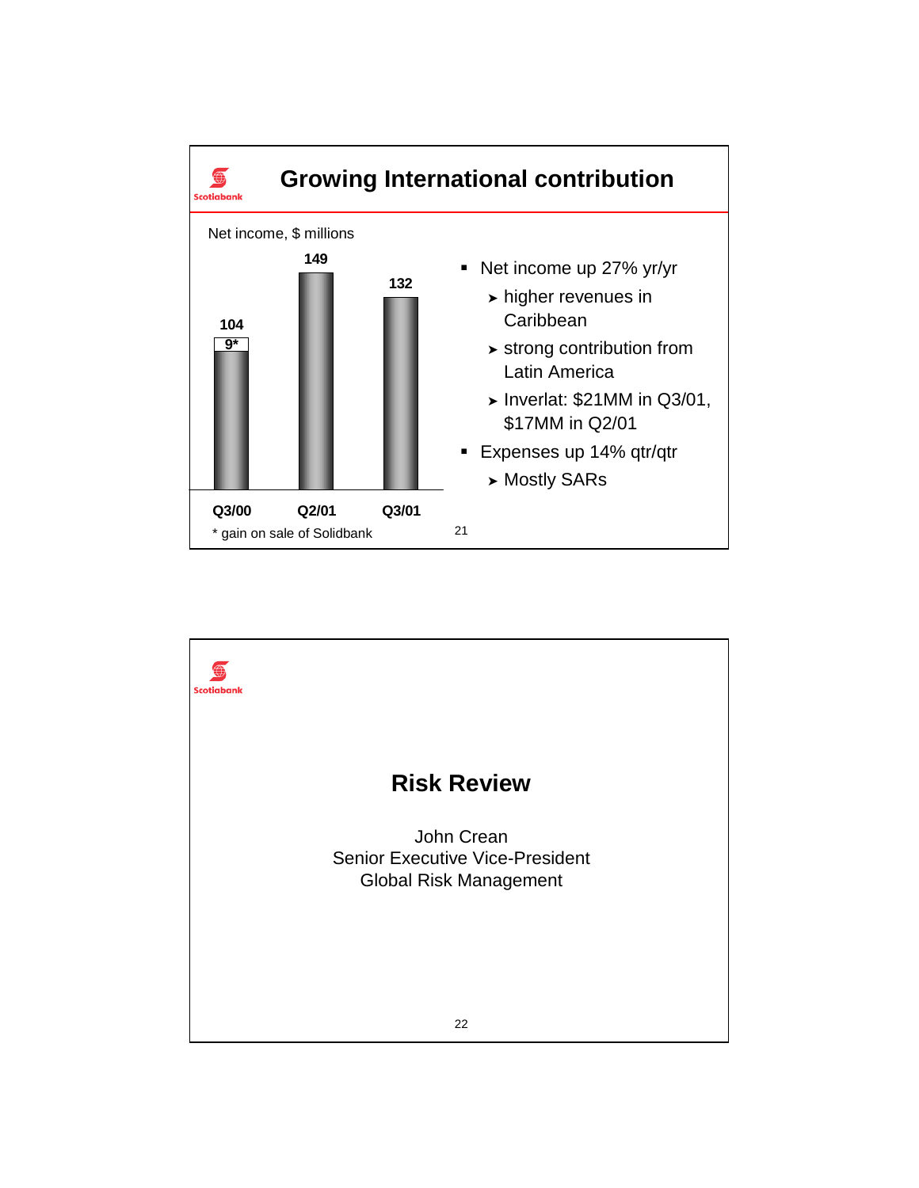# Growing International contribution

Net income, $ millions

104
9*
149
132

Q3/00
Q2/01
Q3/01

* gain on sale of Solidbank

- Net income up 27% yr/yr
  - higher revenues in Caribbean
  - strong contribution from Latin America
  - Inverlat: $21MM in Q3/01, $17MM in Q2/01
- Expenses up 14% qtr/qtr
  - Mostly SARs

# Risk Review

John Crean
Senior Executive Vice-President
Global Risk Management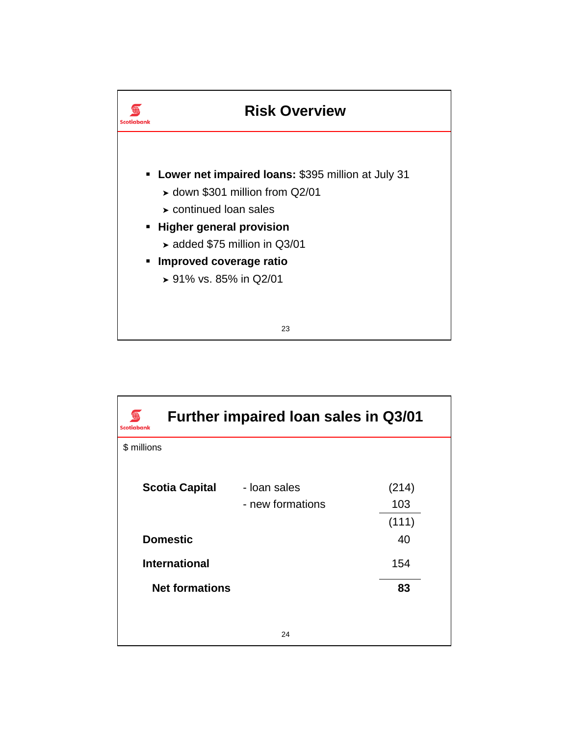## Risk Overview

- **Lower net impaired loans:** $395 million at July 31
  - down $301 million from Q2/01
  - continued loan sales
- **Higher general provision**
  - added $75 million in Q3/01
- **Improved coverage ratio**
  - 91% vs. 85% in Q2/01

## Further impaired loan sales in Q3/01

$ millions

| | | |
|---|---|---|
| **Scotia Capital** | - loan sales | (214) |
| | - new formations | 103 |
| | | (111) |
| **Domestic** | | 40 |
| **International** | | 154 |
| **Net formations** | | **83** |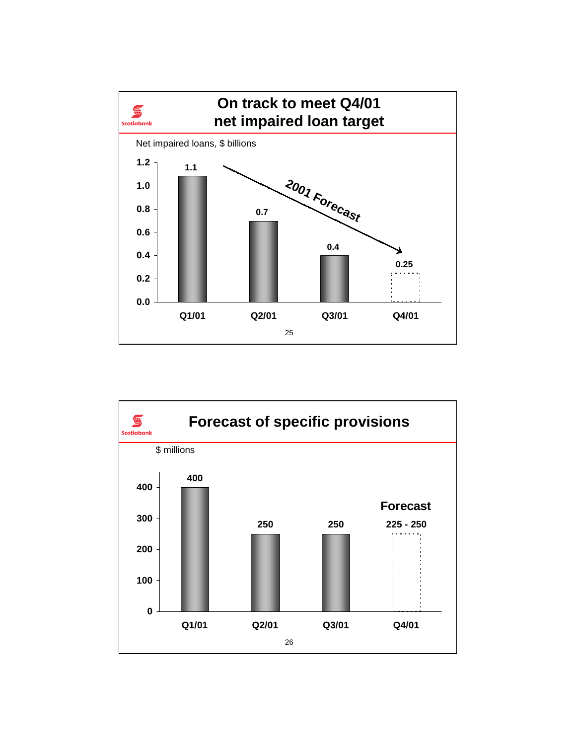## On track to meet Q4/01 net impaired loan target

Net impaired loans, $ billions

1.2
1.0
0.8
0.6
0.4
0.2
0.0

1.1
0.7
0.4
0.25

*2001 Forecast*

Q1/01
Q2/01
Q3/01
Q4/01

## Forecast of specific provisions

$ millions

400
300
200
100
0

400
250
250

Forecast
225 - 250

Q1/01
Q2/01
Q3/01
Q4/01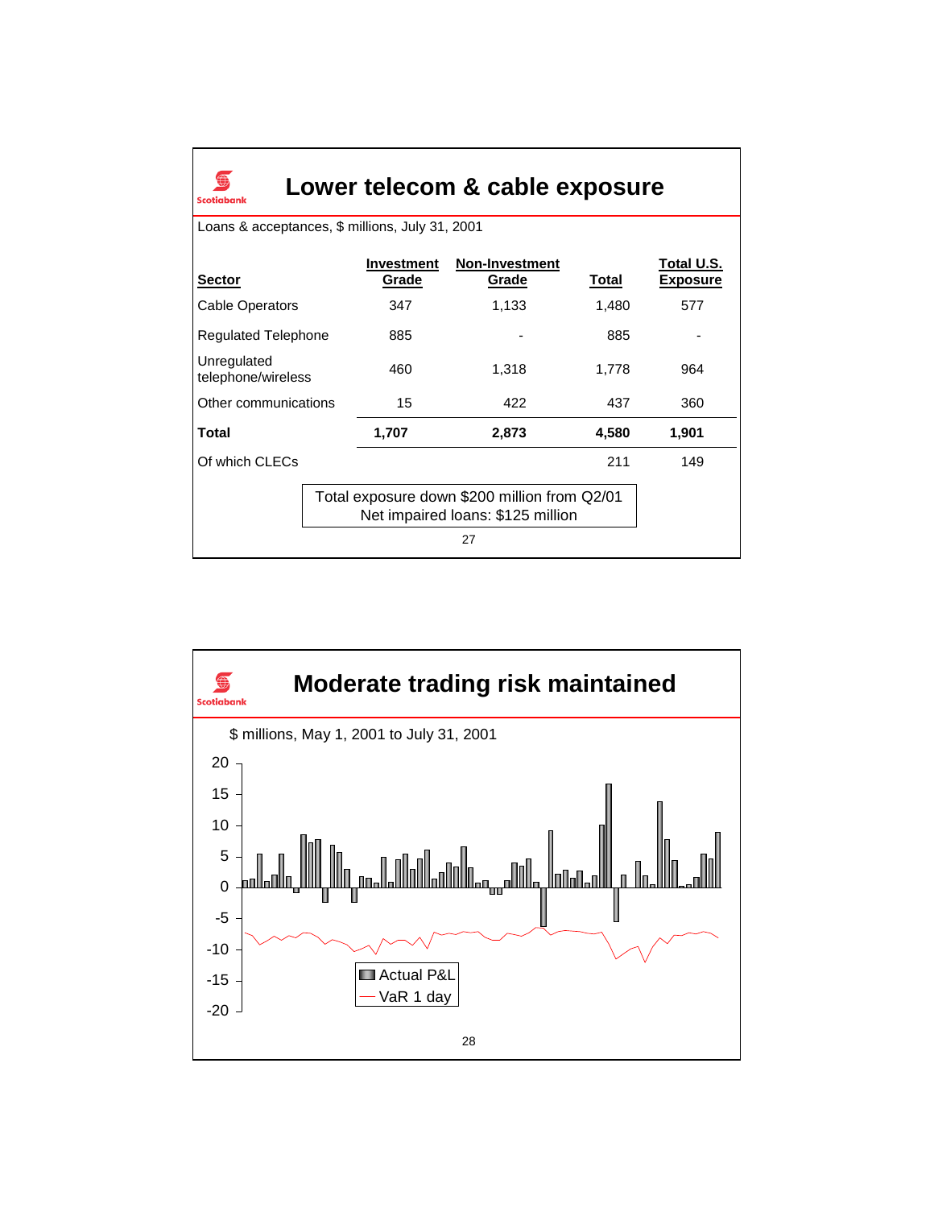## Lower telecom & cable exposure

Loans & acceptances, $ millions, July 31, 2001

| Sector | Investment Grade | Non-Investment Grade | Total | Total U.S. Exposure |
|---|---|---|---|---|
| Cable Operators | 347 | 1,133 | 1,480 | 577 |
| Regulated Telephone | 885 | - | 885 | - |
| Unregulated telephone/wireless | 460 | 1,318 | 1,778 | 964 |
| Other communications | 15 | 422 | 437 | 360 |
| **Total** | **1,707** | **2,873** | **4,580** | **1,901** |
| Of which CLECs | | | 211 | 149 |

Total exposure down $200 million from Q2/01
Net impaired loans: $125 million

## Moderate trading risk maintained

$ millions, May 1, 2001 to July 31, 2001

Legend: Actual P&L; VaR 1 day

Y-axis: 20, 15, 10, 5, 0, -5, -10, -15, -20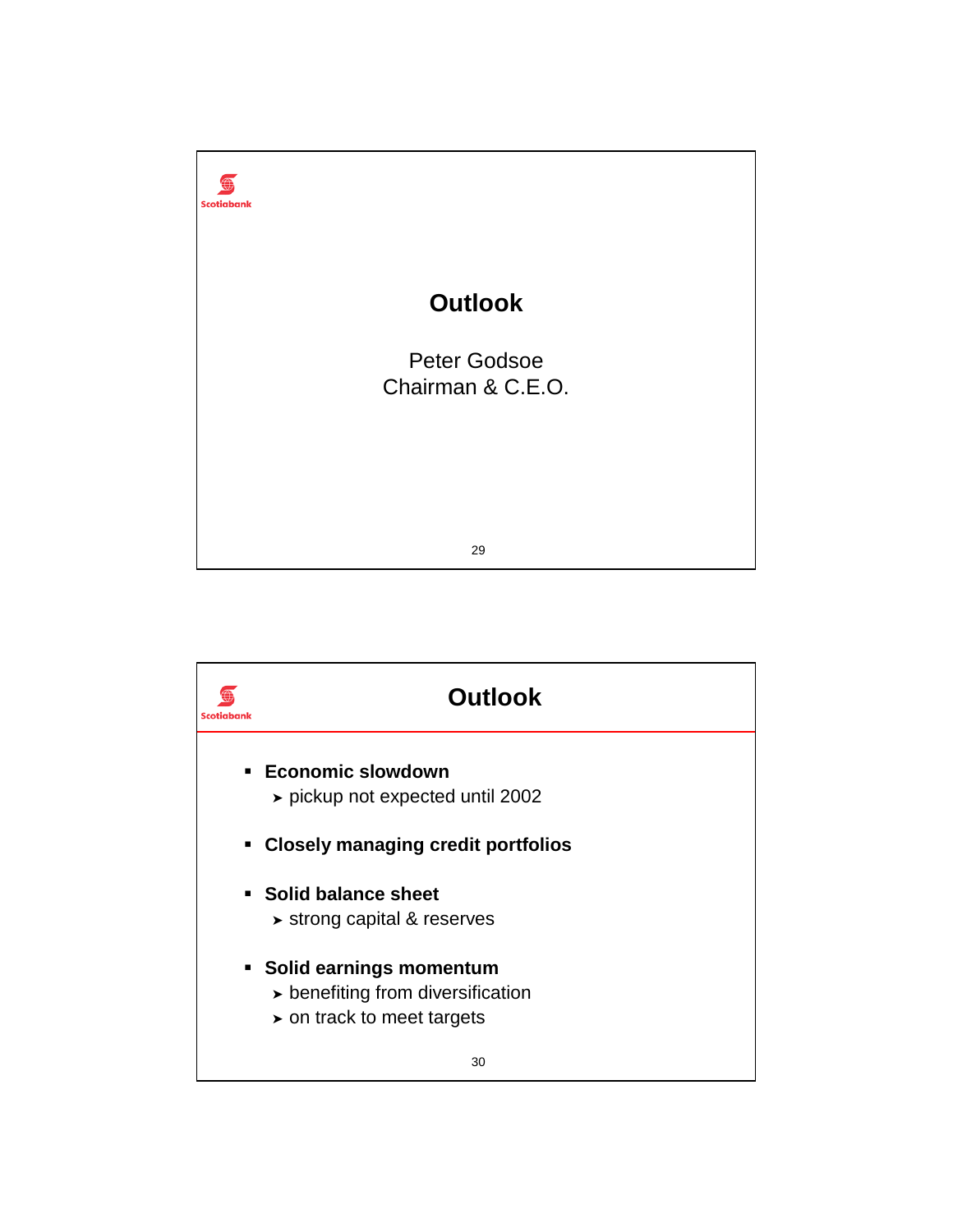Scotiabank

# Outlook

Peter Godsoe
Chairman & C.E.O.

Scotiabank

# Outlook

- **Economic slowdown**
  - pickup not expected until 2002
- **Closely managing credit portfolios**
- **Solid balance sheet**
  - strong capital & reserves
- **Solid earnings momentum**
  - benefiting from diversification
  - on track to meet targets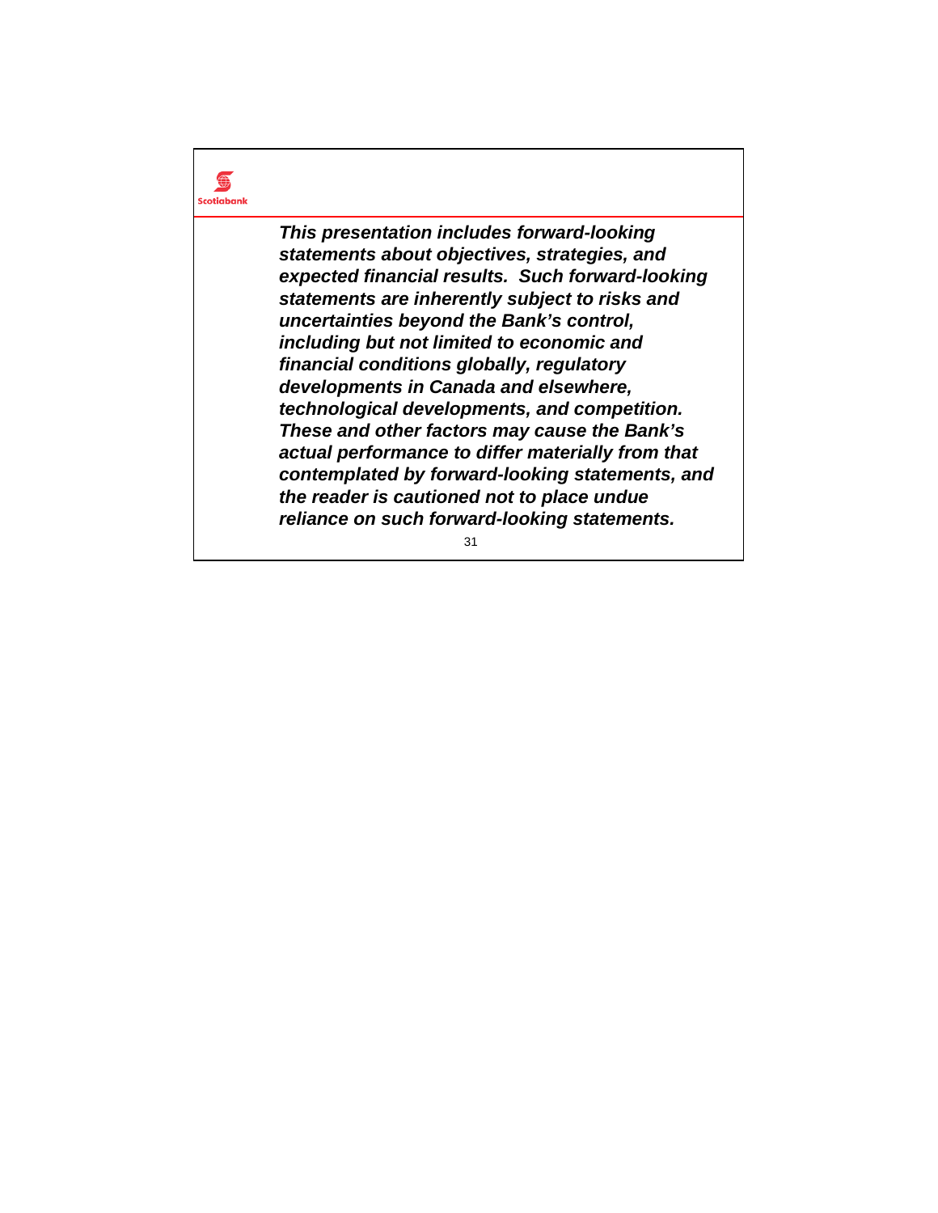Scotiabank

***This presentation includes forward-looking statements about objectives, strategies, and expected financial results. Such forward-looking statements are inherently subject to risks and uncertainties beyond the Bank's control, including but not limited to economic and financial conditions globally, regulatory developments in Canada and elsewhere, technological developments, and competition. These and other factors may cause the Bank's actual performance to differ materially from that contemplated by forward-looking statements, and the reader is cautioned not to place undue reliance on such forward-looking statements.***